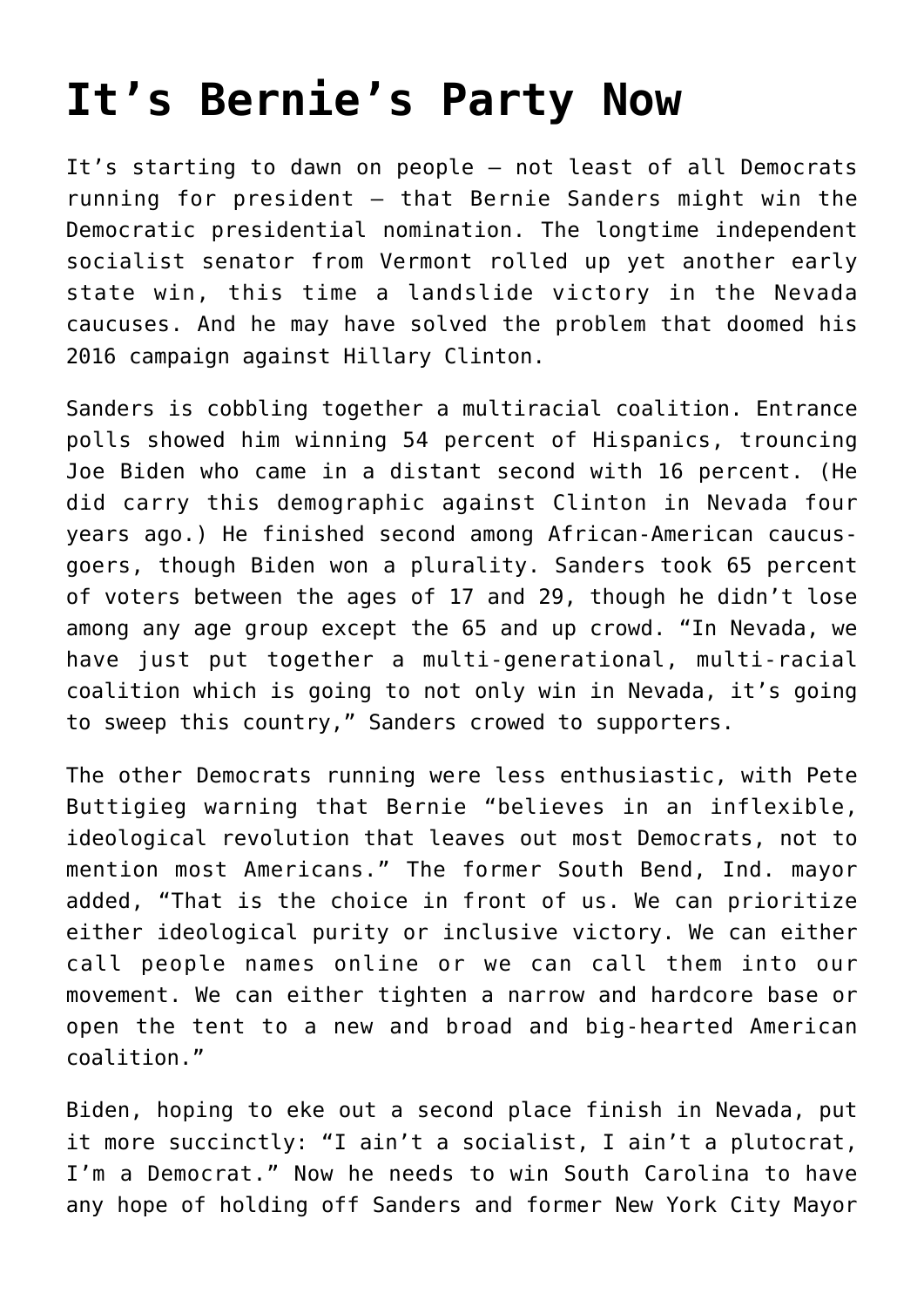# It's Bernie's Party Now

It's starting to dawn on people — not least of all Democrats running for president — that Bernie Sanders might win the Democratic presidential nomination. The longtime independent socialist senator from Vermont rolled up yet another early state win, this time a landslide victory in the Nevada caucuses. And he may have solved the problem that doomed his 2016 campaign against Hillary Clinton.

Sanders is cobbling together a multiracial coalition. Entrance polls showed him winning 54 percent of Hispanics, trouncing Joe Biden who came in a distant second with 16 percent. (He did carry this demographic against Clinton in Nevada four years ago.) He finished second among African-American caucus-goers, though Biden won a plurality. Sanders took 65 percent of voters between the ages of 17 and 29, though he didn't lose among any age group except the 65 and up crowd. "In Nevada, we have just put together a multi-generational, multi-racial coalition which is going to not only win in Nevada, it's going to sweep this country," Sanders crowed to supporters.

The other Democrats running were less enthusiastic, with Pete Buttigieg warning that Bernie "believes in an inflexible, ideological revolution that leaves out most Democrats, not to mention most Americans." The former South Bend, Ind. mayor added, "That is the choice in front of us. We can prioritize either ideological purity or inclusive victory. We can either call people names online or we can call them into our movement. We can either tighten a narrow and hardcore base or open the tent to a new and broad and big-hearted American coalition."

Biden, hoping to eke out a second place finish in Nevada, put it more succinctly: "I ain't a socialist, I ain't a plutocrat, I'm a Democrat." Now he needs to win South Carolina to have any hope of holding off Sanders and former New York City Mayor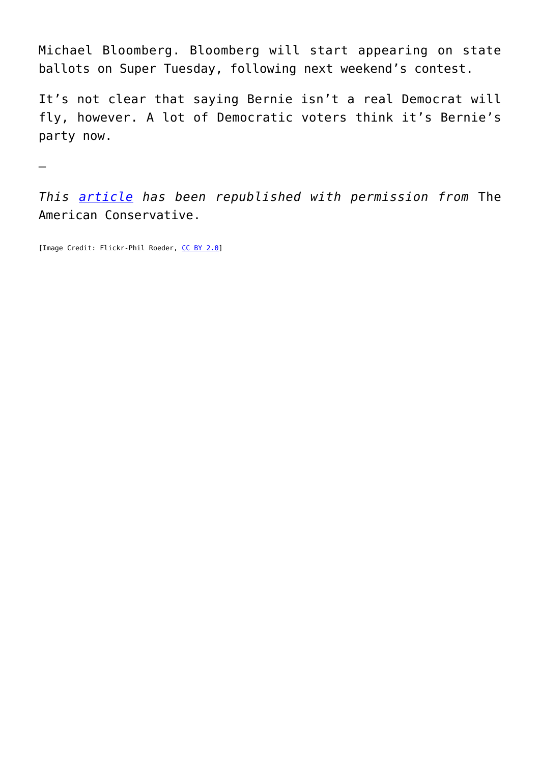Michael Bloomberg. Bloomberg will start appearing on state ballots on Super Tuesday, following next weekend's contest.

It's not clear that saying Bernie isn't a real Democrat will fly, however. A lot of Democratic voters think it's Bernie's party now.

—

*This [article](#) has been republished with permission from* The American Conservative.

[Image Credit: Flickr-Phil Roeder, [CC BY 2.0](#)]